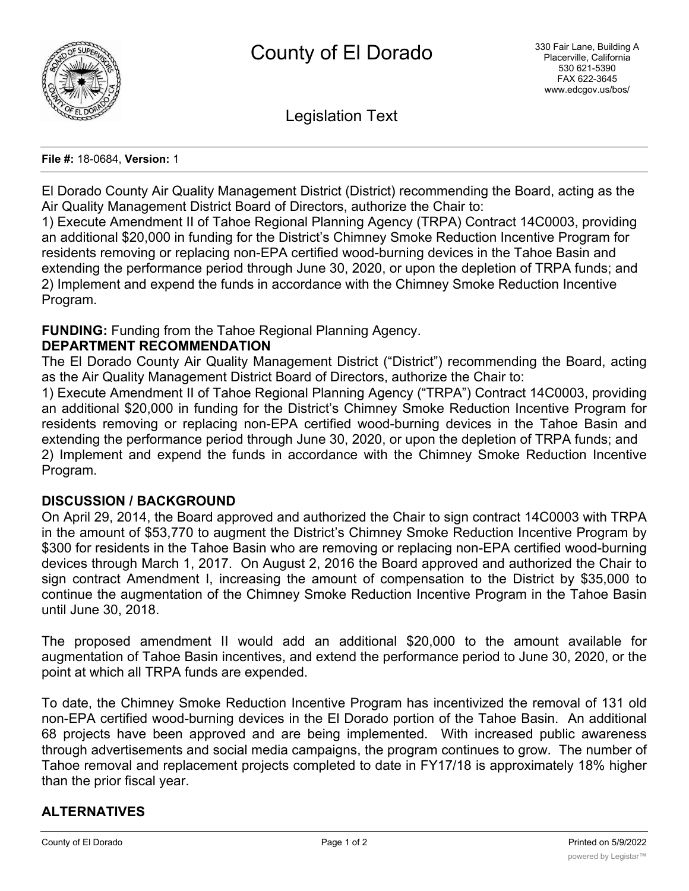# County of El Dorado

330 Fair Lane, Building A
Placerville, California
530 621-5390
FAX 622-3645
www.edcgov.us/bos/

## Legislation Text

**File #:** 18-0684, **Version:** 1

El Dorado County Air Quality Management District (District) recommending the Board, acting as the Air Quality Management District Board of Directors, authorize the Chair to:
1) Execute Amendment II of Tahoe Regional Planning Agency (TRPA) Contract 14C0003, providing an additional $20,000 in funding for the District's Chimney Smoke Reduction Incentive Program for residents removing or replacing non-EPA certified wood-burning devices in the Tahoe Basin and extending the performance period through June 30, 2020, or upon the depletion of TRPA funds; and
2) Implement and expend the funds in accordance with the Chimney Smoke Reduction Incentive Program.

**FUNDING:** Funding from the Tahoe Regional Planning Agency.

**DEPARTMENT RECOMMENDATION**

The El Dorado County Air Quality Management District ("District") recommending the Board, acting as the Air Quality Management District Board of Directors, authorize the Chair to:
1) Execute Amendment II of Tahoe Regional Planning Agency ("TRPA") Contract 14C0003, providing an additional $20,000 in funding for the District's Chimney Smoke Reduction Incentive Program for residents removing or replacing non-EPA certified wood-burning devices in the Tahoe Basin and extending the performance period through June 30, 2020, or upon the depletion of TRPA funds; and
2) Implement and expend the funds in accordance with the Chimney Smoke Reduction Incentive Program.

**DISCUSSION / BACKGROUND**

On April 29, 2014, the Board approved and authorized the Chair to sign contract 14C0003 with TRPA in the amount of $53,770 to augment the District's Chimney Smoke Reduction Incentive Program by $300 for residents in the Tahoe Basin who are removing or replacing non-EPA certified wood-burning devices through March 1, 2017. On August 2, 2016 the Board approved and authorized the Chair to sign contract Amendment I, increasing the amount of compensation to the District by $35,000 to continue the augmentation of the Chimney Smoke Reduction Incentive Program in the Tahoe Basin until June 30, 2018.

The proposed amendment II would add an additional $20,000 to the amount available for augmentation of Tahoe Basin incentives, and extend the performance period to June 30, 2020, or the point at which all TRPA funds are expended.

To date, the Chimney Smoke Reduction Incentive Program has incentivized the removal of 131 old non-EPA certified wood-burning devices in the El Dorado portion of the Tahoe Basin. An additional 68 projects have been approved and are being implemented. With increased public awareness through advertisements and social media campaigns, the program continues to grow. The number of Tahoe removal and replacement projects completed to date in FY17/18 is approximately 18% higher than the prior fiscal year.

**ALTERNATIVES**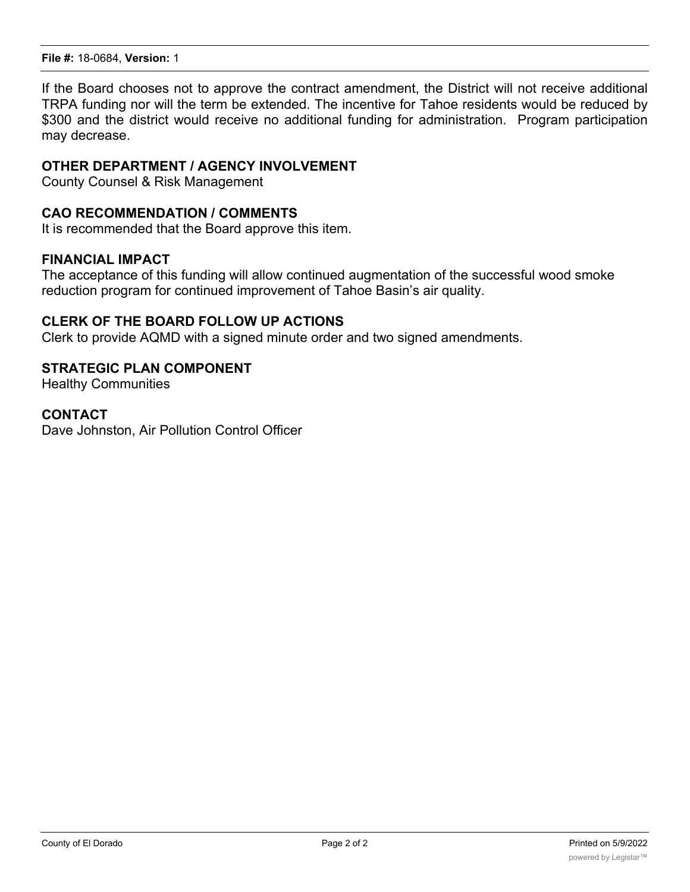If the Board chooses not to approve the contract amendment, the District will not receive additional TRPA funding nor will the term be extended. The incentive for Tahoe residents would be reduced by $300 and the district would receive no additional funding for administration.  Program participation may decrease.

**OTHER DEPARTMENT / AGENCY INVOLVEMENT**
County Counsel & Risk Management

**CAO RECOMMENDATION / COMMENTS**
It is recommended that the Board approve this item.

**FINANCIAL IMPACT**
The acceptance of this funding will allow continued augmentation of the successful wood smoke reduction program for continued improvement of Tahoe Basin's air quality.

**CLERK OF THE BOARD FOLLOW UP ACTIONS**
Clerk to provide AQMD with a signed minute order and two signed amendments.

**STRATEGIC PLAN COMPONENT**
Healthy Communities

**CONTACT**
Dave Johnston, Air Pollution Control Officer